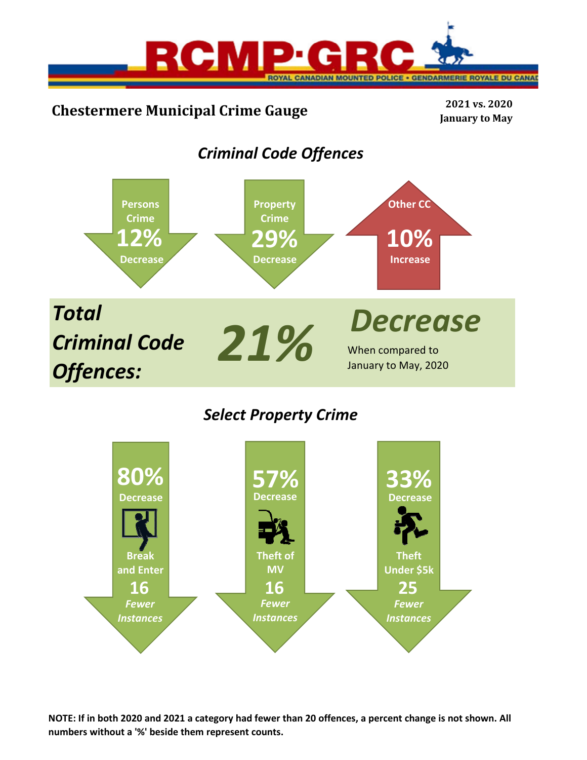RCMP·GRC

ROYAL CANADIAN MOUNTED POLICE • GENDARMERIE ROYALE DU CANADA

# Chestermere Municipal Crime Gauge

**2021 vs. 2020**
**January to May**

## *Criminal Code Offences*

**Persons Crime**
**12%**
**Decrease**

**Property Crime**
**29%**
**Decrease**

**Other CC**
**10%**
**Increase**

***Total Criminal Code Offences:*** ***21%*** ***Decrease***

When compared to January to May, 2020

## *Select Property Crime*

**80%**
**Decrease**
**Break and Enter**
**16**
***Fewer Instances***

**57%**
**Decrease**
**Theft of MV**
**16**
***Fewer Instances***

**33%**
**Decrease**
**Theft Under $5k**
**25**
***Fewer Instances***

**NOTE: If in both 2020 and 2021 a category had fewer than 20 offences, a percent change is not shown. All numbers without a '%' beside them represent counts.**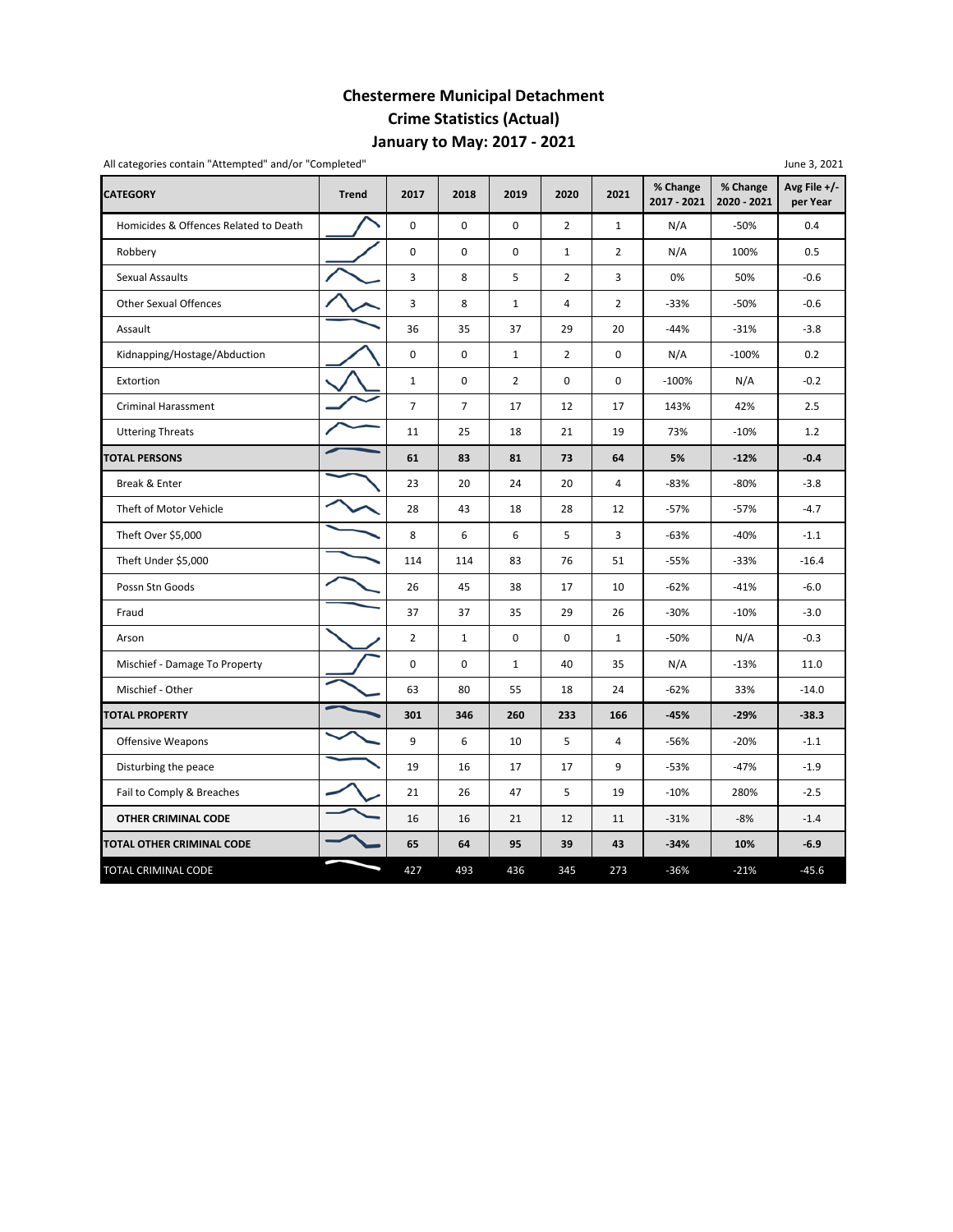# Chestermere Municipal Detachment
## Crime Statistics (Actual)
## January to May: 2017 - 2021

All categories contain "Attempted" and/or "Completed"

June 3, 2021

| CATEGORY | Trend | 2017 | 2018 | 2019 | 2020 | 2021 | % Change 2017 - 2021 | % Change 2020 - 2021 | Avg File +/- per Year |
|---|---|---|---|---|---|---|---|---|---|
| Homicides & Offences Related to Death | | 0 | 0 | 0 | 2 | 1 | N/A | -50% | 0.4 |
| Robbery | | 0 | 0 | 0 | 1 | 2 | N/A | 100% | 0.5 |
| Sexual Assaults | | 3 | 8 | 5 | 2 | 3 | 0% | 50% | -0.6 |
| Other Sexual Offences | | 3 | 8 | 1 | 4 | 2 | -33% | -50% | -0.6 |
| Assault | | 36 | 35 | 37 | 29 | 20 | -44% | -31% | -3.8 |
| Kidnapping/Hostage/Abduction | | 0 | 0 | 1 | 2 | 0 | N/A | -100% | 0.2 |
| Extortion | | 1 | 0 | 2 | 0 | 0 | -100% | N/A | -0.2 |
| Criminal Harassment | | 7 | 7 | 17 | 12 | 17 | 143% | 42% | 2.5 |
| Uttering Threats | | 11 | 25 | 18 | 21 | 19 | 73% | -10% | 1.2 |
| **TOTAL PERSONS** | | **61** | **83** | **81** | **73** | **64** | **5%** | **-12%** | **-0.4** |
| Break & Enter | | 23 | 20 | 24 | 20 | 4 | -83% | -80% | -3.8 |
| Theft of Motor Vehicle | | 28 | 43 | 18 | 28 | 12 | -57% | -57% | -4.7 |
| Theft Over $5,000 | | 8 | 6 | 6 | 5 | 3 | -63% | -40% | -1.1 |
| Theft Under $5,000 | | 114 | 114 | 83 | 76 | 51 | -55% | -33% | -16.4 |
| Possn Stn Goods | | 26 | 45 | 38 | 17 | 10 | -62% | -41% | -6.0 |
| Fraud | | 37 | 37 | 35 | 29 | 26 | -30% | -10% | -3.0 |
| Arson | | 2 | 1 | 0 | 0 | 1 | -50% | N/A | -0.3 |
| Mischief - Damage To Property | | 0 | 0 | 1 | 40 | 35 | N/A | -13% | 11.0 |
| Mischief - Other | | 63 | 80 | 55 | 18 | 24 | -62% | 33% | -14.0 |
| **TOTAL PROPERTY** | | **301** | **346** | **260** | **233** | **166** | **-45%** | **-29%** | **-38.3** |
| Offensive Weapons | | 9 | 6 | 10 | 5 | 4 | -56% | -20% | -1.1 |
| Disturbing the peace | | 19 | 16 | 17 | 17 | 9 | -53% | -47% | -1.9 |
| Fail to Comply & Breaches | | 21 | 26 | 47 | 5 | 19 | -10% | 280% | -2.5 |
| **OTHER CRIMINAL CODE** | | 16 | 16 | 21 | 12 | 11 | -31% | -8% | -1.4 |
| **TOTAL OTHER CRIMINAL CODE** | | **65** | **64** | **95** | **39** | **43** | **-34%** | **10%** | **-6.9** |
| TOTAL CRIMINAL CODE | | 427 | 493 | 436 | 345 | 273 | -36% | -21% | -45.6 |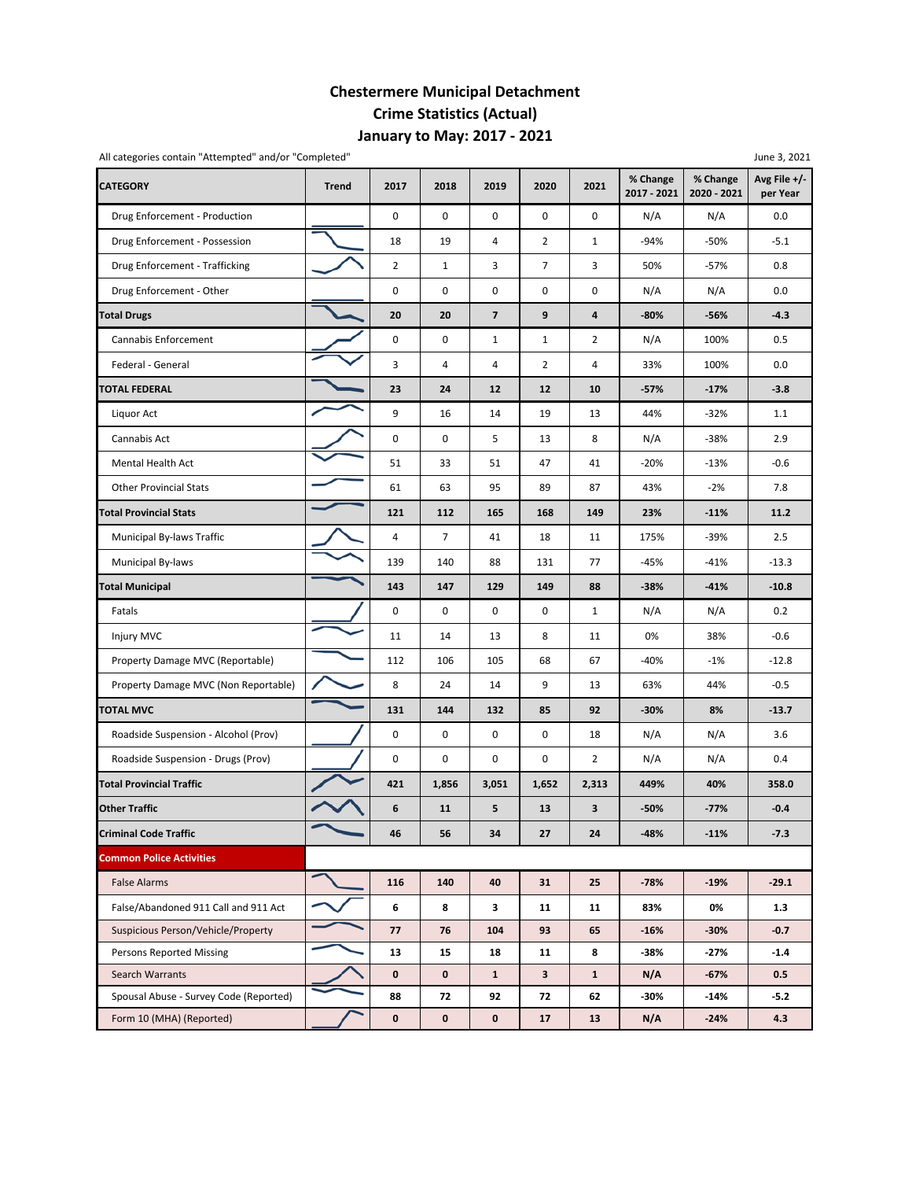# Chestermere Municipal Detachment
# Crime Statistics (Actual)
# January to May: 2017 - 2021

All categories contain "Attempted" and/or "Completed"

June 3, 2021

| CATEGORY | Trend | 2017 | 2018 | 2019 | 2020 | 2021 | % Change 2017 - 2021 | % Change 2020 - 2021 | Avg File +/- per Year |
|---|---|---|---|---|---|---|---|---|---|
| Drug Enforcement - Production | | 0 | 0 | 0 | 0 | 0 | N/A | N/A | 0.0 |
| Drug Enforcement - Possession | | 18 | 19 | 4 | 2 | 1 | -94% | -50% | -5.1 |
| Drug Enforcement - Trafficking | | 2 | 1 | 3 | 7 | 3 | 50% | -57% | 0.8 |
| Drug Enforcement - Other | | 0 | 0 | 0 | 0 | 0 | N/A | N/A | 0.0 |
| **Total Drugs** | | **20** | **20** | **7** | **9** | **4** | **-80%** | **-56%** | **-4.3** |
| Cannabis Enforcement | | 0 | 0 | 1 | 1 | 2 | N/A | 100% | 0.5 |
| Federal - General | | 3 | 4 | 4 | 2 | 4 | 33% | 100% | 0.0 |
| **TOTAL FEDERAL** | | **23** | **24** | **12** | **12** | **10** | **-57%** | **-17%** | **-3.8** |
| Liquor Act | | 9 | 16 | 14 | 19 | 13 | 44% | -32% | 1.1 |
| Cannabis Act | | 0 | 0 | 5 | 13 | 8 | N/A | -38% | 2.9 |
| Mental Health Act | | 51 | 33 | 51 | 47 | 41 | -20% | -13% | -0.6 |
| Other Provincial Stats | | 61 | 63 | 95 | 89 | 87 | 43% | -2% | 7.8 |
| **Total Provincial Stats** | | **121** | **112** | **165** | **168** | **149** | **23%** | **-11%** | **11.2** |
| Municipal By-laws Traffic | | 4 | 7 | 41 | 18 | 11 | 175% | -39% | 2.5 |
| Municipal By-laws | | 139 | 140 | 88 | 131 | 77 | -45% | -41% | -13.3 |
| **Total Municipal** | | **143** | **147** | **129** | **149** | **88** | **-38%** | **-41%** | **-10.8** |
| Fatals | | 0 | 0 | 0 | 0 | 1 | N/A | N/A | 0.2 |
| Injury MVC | | 11 | 14 | 13 | 8 | 11 | 0% | 38% | -0.6 |
| Property Damage MVC (Reportable) | | 112 | 106 | 105 | 68 | 67 | -40% | -1% | -12.8 |
| Property Damage MVC (Non Reportable) | | 8 | 24 | 14 | 9 | 13 | 63% | 44% | -0.5 |
| **TOTAL MVC** | | **131** | **144** | **132** | **85** | **92** | **-30%** | **8%** | **-13.7** |
| Roadside Suspension - Alcohol (Prov) | | 0 | 0 | 0 | 0 | 18 | N/A | N/A | 3.6 |
| Roadside Suspension - Drugs (Prov) | | 0 | 0 | 0 | 0 | 2 | N/A | N/A | 0.4 |
| **Total Provincial Traffic** | | **421** | **1,856** | **3,051** | **1,652** | **2,313** | **449%** | **40%** | **358.0** |
| **Other Traffic** | | **6** | **11** | **5** | **13** | **3** | **-50%** | **-77%** | **-0.4** |
| **Criminal Code Traffic** | | **46** | **56** | **34** | **27** | **24** | **-48%** | **-11%** | **-7.3** |
| **Common Police Activities** | | | | | | | | | |
| False Alarms | | **116** | **140** | **40** | **31** | **25** | **-78%** | **-19%** | **-29.1** |
| False/Abandoned 911 Call and 911 Act | | **6** | **8** | **3** | **11** | **11** | **83%** | **0%** | **1.3** |
| Suspicious Person/Vehicle/Property | | **77** | **76** | **104** | **93** | **65** | **-16%** | **-30%** | **-0.7** |
| Persons Reported Missing | | **13** | **15** | **18** | **11** | **8** | **-38%** | **-27%** | **-1.4** |
| Search Warrants | | **0** | **0** | **1** | **3** | **1** | **N/A** | **-67%** | **0.5** |
| Spousal Abuse - Survey Code (Reported) | | **88** | **72** | **92** | **72** | **62** | **-30%** | **-14%** | **-5.2** |
| Form 10 (MHA) (Reported) | | **0** | **0** | **0** | **17** | **13** | **N/A** | **-24%** | **4.3** |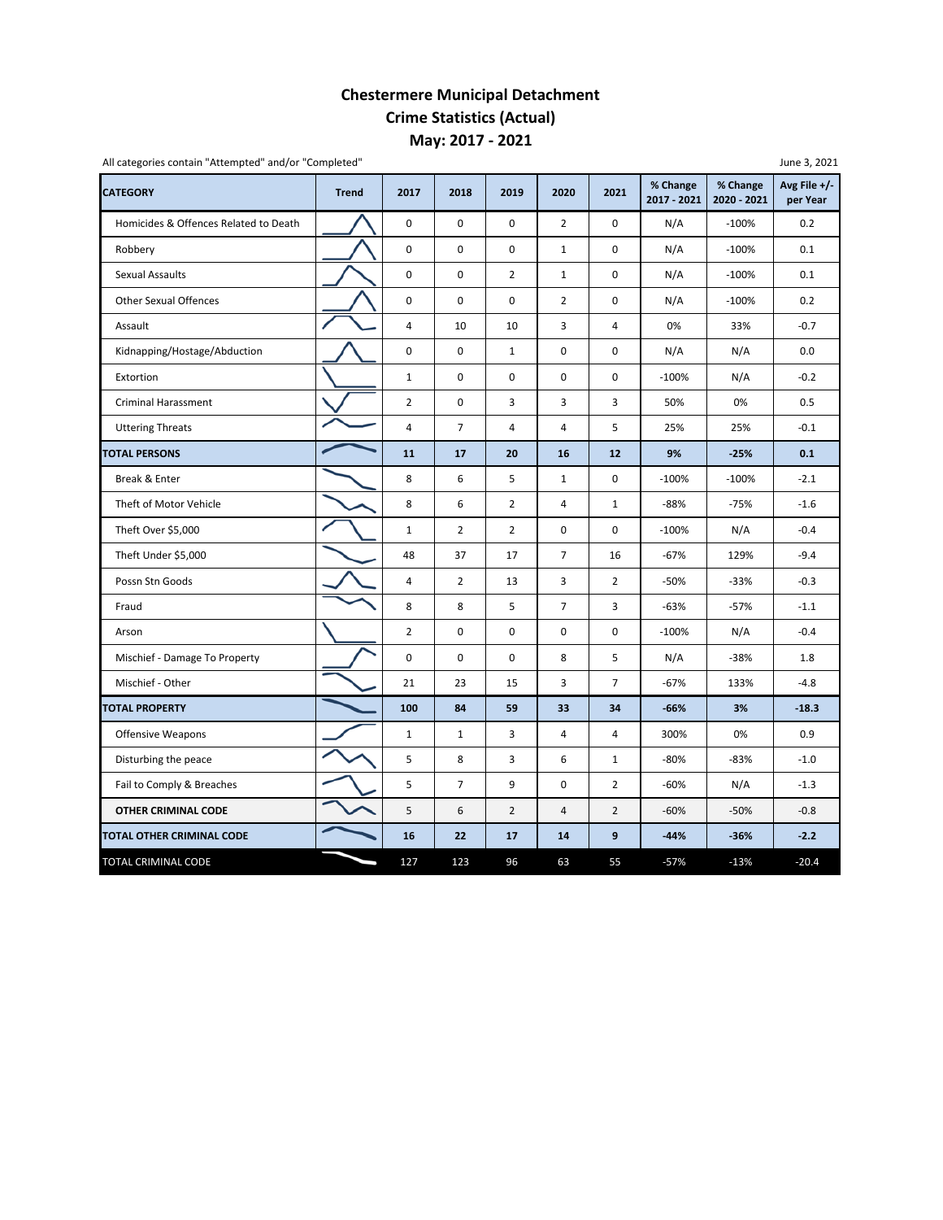# Chestermere Municipal Detachment
# Crime Statistics (Actual)
# May: 2017 - 2021

All categories contain "Attempted" and/or "Completed"

June 3, 2021

| CATEGORY | Trend | 2017 | 2018 | 2019 | 2020 | 2021 | % Change 2017 - 2021 | % Change 2020 - 2021 | Avg File +/- per Year |
|---|---|---|---|---|---|---|---|---|---|
| Homicides & Offences Related to Death | | 0 | 0 | 0 | 2 | 0 | N/A | -100% | 0.2 |
| Robbery | | 0 | 0 | 0 | 1 | 0 | N/A | -100% | 0.1 |
| Sexual Assaults | | 0 | 0 | 2 | 1 | 0 | N/A | -100% | 0.1 |
| Other Sexual Offences | | 0 | 0 | 0 | 2 | 0 | N/A | -100% | 0.2 |
| Assault | | 4 | 10 | 10 | 3 | 4 | 0% | 33% | -0.7 |
| Kidnapping/Hostage/Abduction | | 0 | 0 | 1 | 0 | 0 | N/A | N/A | 0.0 |
| Extortion | | 1 | 0 | 0 | 0 | 0 | -100% | N/A | -0.2 |
| Criminal Harassment | | 2 | 0 | 3 | 3 | 3 | 50% | 0% | 0.5 |
| Uttering Threats | | 4 | 7 | 4 | 4 | 5 | 25% | 25% | -0.1 |
| **TOTAL PERSONS** | | **11** | **17** | **20** | **16** | **12** | **9%** | **-25%** | **0.1** |
| Break & Enter | | 8 | 6 | 5 | 1 | 0 | -100% | -100% | -2.1 |
| Theft of Motor Vehicle | | 8 | 6 | 2 | 4 | 1 | -88% | -75% | -1.6 |
| Theft Over $5,000 | | 1 | 2 | 2 | 0 | 0 | -100% | N/A | -0.4 |
| Theft Under $5,000 | | 48 | 37 | 17 | 7 | 16 | -67% | 129% | -9.4 |
| Possn Stn Goods | | 4 | 2 | 13 | 3 | 2 | -50% | -33% | -0.3 |
| Fraud | | 8 | 8 | 5 | 7 | 3 | -63% | -57% | -1.1 |
| Arson | | 2 | 0 | 0 | 0 | 0 | -100% | N/A | -0.4 |
| Mischief - Damage To Property | | 0 | 0 | 0 | 8 | 5 | N/A | -38% | 1.8 |
| Mischief - Other | | 21 | 23 | 15 | 3 | 7 | -67% | 133% | -4.8 |
| **TOTAL PROPERTY** | | **100** | **84** | **59** | **33** | **34** | **-66%** | **3%** | **-18.3** |
| Offensive Weapons | | 1 | 1 | 3 | 4 | 4 | 300% | 0% | 0.9 |
| Disturbing the peace | | 5 | 8 | 3 | 6 | 1 | -80% | -83% | -1.0 |
| Fail to Comply & Breaches | | 5 | 7 | 9 | 0 | 2 | -60% | N/A | -1.3 |
| **OTHER CRIMINAL CODE** | | 5 | 6 | 2 | 4 | 2 | -60% | -50% | -0.8 |
| **TOTAL OTHER CRIMINAL CODE** | | **16** | **22** | **17** | **14** | **9** | **-44%** | **-36%** | **-2.2** |
| TOTAL CRIMINAL CODE | | 127 | 123 | 96 | 63 | 55 | -57% | -13% | -20.4 |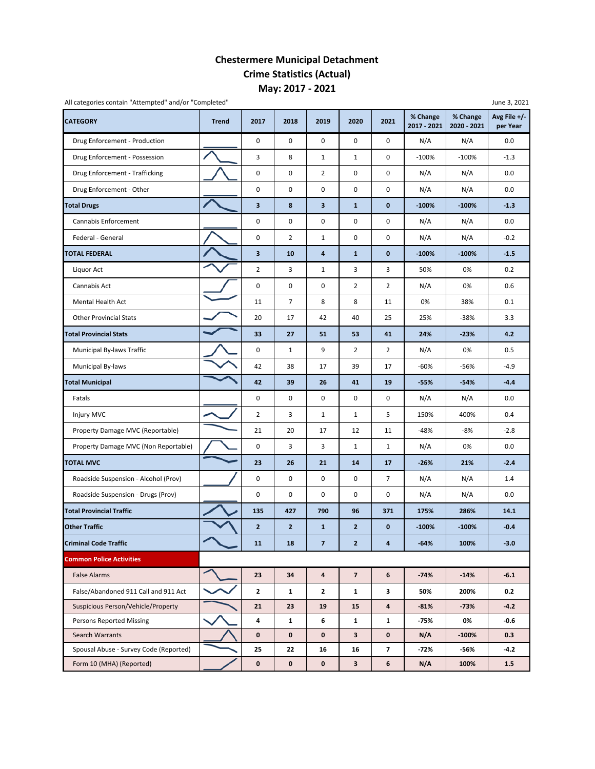# Chestermere Municipal Detachment
# Crime Statistics (Actual)
# May: 2017 - 2021

All categories contain "Attempted" and/or "Completed"

June 3, 2021

| CATEGORY | Trend | 2017 | 2018 | 2019 | 2020 | 2021 | % Change 2017 - 2021 | % Change 2020 - 2021 | Avg File +/- per Year |
|---|---|---|---|---|---|---|---|---|---|
| Drug Enforcement - Production | | 0 | 0 | 0 | 0 | 0 | N/A | N/A | 0.0 |
| Drug Enforcement - Possession | | 3 | 8 | 1 | 1 | 0 | -100% | -100% | -1.3 |
| Drug Enforcement - Trafficking | | 0 | 0 | 2 | 0 | 0 | N/A | N/A | 0.0 |
| Drug Enforcement - Other | | 0 | 0 | 0 | 0 | 0 | N/A | N/A | 0.0 |
| **Total Drugs** | | **3** | **8** | **3** | **1** | **0** | **-100%** | **-100%** | **-1.3** |
| Cannabis Enforcement | | 0 | 0 | 0 | 0 | 0 | N/A | N/A | 0.0 |
| Federal - General | | 0 | 2 | 1 | 0 | 0 | N/A | N/A | -0.2 |
| **TOTAL FEDERAL** | | **3** | **10** | **4** | **1** | **0** | **-100%** | **-100%** | **-1.5** |
| Liquor Act | | 2 | 3 | 1 | 3 | 3 | 50% | 0% | 0.2 |
| Cannabis Act | | 0 | 0 | 0 | 2 | 2 | N/A | 0% | 0.6 |
| Mental Health Act | | 11 | 7 | 8 | 8 | 11 | 0% | 38% | 0.1 |
| Other Provincial Stats | | 20 | 17 | 42 | 40 | 25 | 25% | -38% | 3.3 |
| **Total Provincial Stats** | | **33** | **27** | **51** | **53** | **41** | **24%** | **-23%** | **4.2** |
| Municipal By-laws Traffic | | 0 | 1 | 9 | 2 | 2 | N/A | 0% | 0.5 |
| Municipal By-laws | | 42 | 38 | 17 | 39 | 17 | -60% | -56% | -4.9 |
| **Total Municipal** | | **42** | **39** | **26** | **41** | **19** | **-55%** | **-54%** | **-4.4** |
| Fatals | | 0 | 0 | 0 | 0 | 0 | N/A | N/A | 0.0 |
| Injury MVC | | 2 | 3 | 1 | 1 | 5 | 150% | 400% | 0.4 |
| Property Damage MVC (Reportable) | | 21 | 20 | 17 | 12 | 11 | -48% | -8% | -2.8 |
| Property Damage MVC (Non Reportable) | | 0 | 3 | 3 | 1 | 1 | N/A | 0% | 0.0 |
| **TOTAL MVC** | | **23** | **26** | **21** | **14** | **17** | **-26%** | **21%** | **-2.4** |
| Roadside Suspension - Alcohol (Prov) | | 0 | 0 | 0 | 0 | 7 | N/A | N/A | 1.4 |
| Roadside Suspension - Drugs (Prov) | | 0 | 0 | 0 | 0 | 0 | N/A | N/A | 0.0 |
| **Total Provincial Traffic** | | **135** | **427** | **790** | **96** | **371** | **175%** | **286%** | **14.1** |
| **Other Traffic** | | **2** | **2** | **1** | **2** | **0** | **-100%** | **-100%** | **-0.4** |
| **Criminal Code Traffic** | | **11** | **18** | **7** | **2** | **4** | **-64%** | **100%** | **-3.0** |
| **Common Police Activities** | | | | | | | | | |
| False Alarms | | **23** | **34** | **4** | **7** | **6** | **-74%** | **-14%** | **-6.1** |
| False/Abandoned 911 Call and 911 Act | | **2** | **1** | **2** | **1** | **3** | **50%** | **200%** | **0.2** |
| Suspicious Person/Vehicle/Property | | **21** | **23** | **19** | **15** | **4** | **-81%** | **-73%** | **-4.2** |
| Persons Reported Missing | | **4** | **1** | **6** | **1** | **1** | **-75%** | **0%** | **-0.6** |
| Search Warrants | | **0** | **0** | **0** | **3** | **0** | **N/A** | **-100%** | **0.3** |
| Spousal Abuse - Survey Code (Reported) | | **25** | **22** | **16** | **16** | **7** | **-72%** | **-56%** | **-4.2** |
| Form 10 (MHA) (Reported) | | **0** | **0** | **0** | **3** | **6** | **N/A** | **100%** | **1.5** |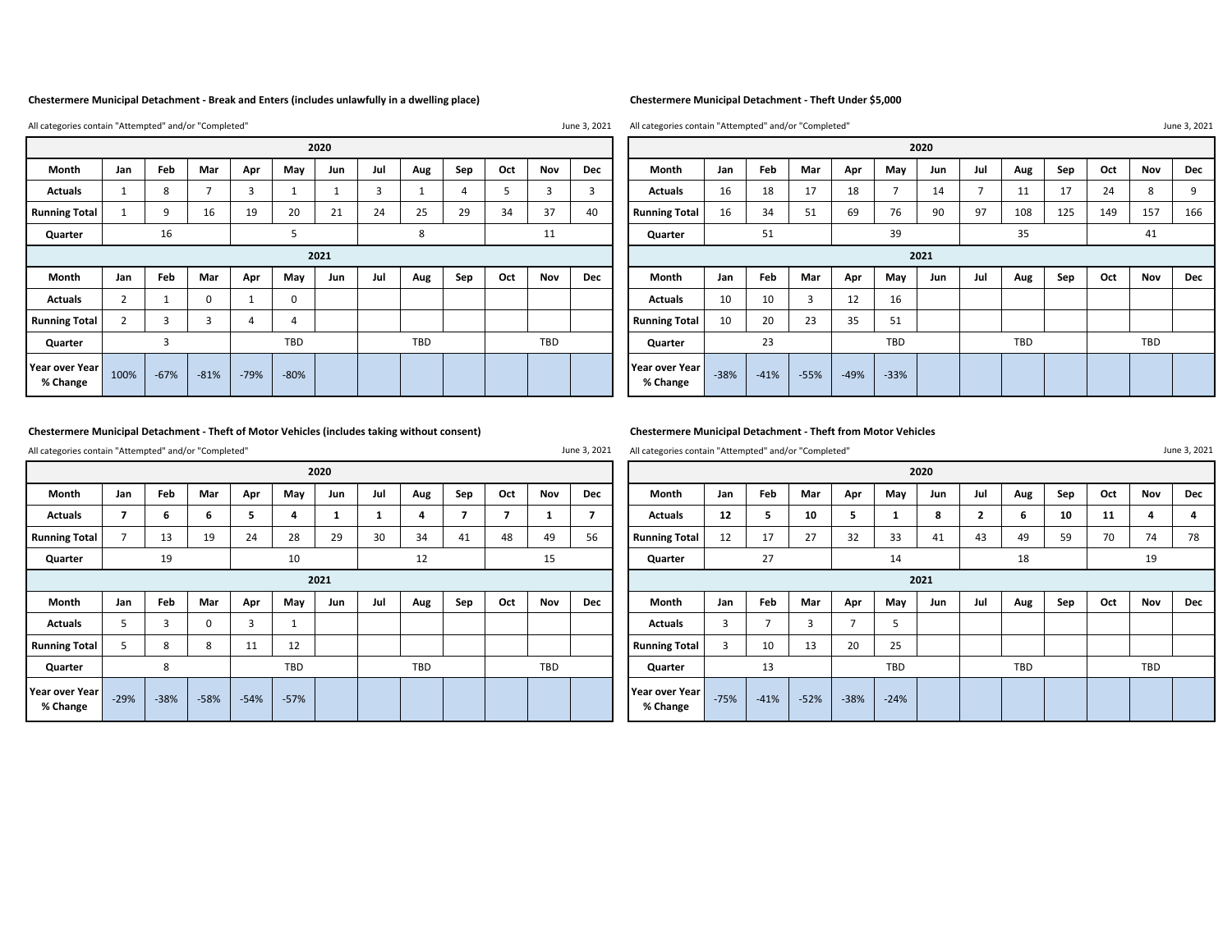**Chestermere Municipal Detachment - Break and Enters (includes unlawfully in a dwelling place)**

All categories contain "Attempted" and/or "Completed"

June 3, 2021

| 2020 | | | | | | | | | | | | |
|---|---|---|---|---|---|---|---|---|---|---|---|---|
| **Month** | **Jan** | **Feb** | **Mar** | **Apr** | **May** | **Jun** | **Jul** | **Aug** | **Sep** | **Oct** | **Nov** | **Dec** |
| **Actuals** | 1 | 8 | 7 | 3 | 1 | 1 | 3 | 1 | 4 | 5 | 3 | 3 |
| **Running Total** | 1 | 9 | 16 | 19 | 20 | 21 | 24 | 25 | 29 | 34 | 37 | 40 |
| **Quarter** | | 16 | | | 5 | | | 8 | | | 11 | |
| **2021** | | | | | | | | | | | | |
| **Month** | **Jan** | **Feb** | **Mar** | **Apr** | **May** | **Jun** | **Jul** | **Aug** | **Sep** | **Oct** | **Nov** | **Dec** |
| **Actuals** | 2 | 1 | 0 | 1 | 0 | | | | | | | |
| **Running Total** | 2 | 3 | 3 | 4 | 4 | | | | | | | |
| **Quarter** | | 3 | | | TBD | | | TBD | | | TBD | |
| **Year over Year % Change** | 100% | -67% | -81% | -79% | -80% | | | | | | | |

**Chestermere Municipal Detachment - Theft Under $5,000**

All categories contain "Attempted" and/or "Completed"

June 3, 2021

| 2020 | | | | | | | | | | | | |
|---|---|---|---|---|---|---|---|---|---|---|---|---|
| **Month** | **Jan** | **Feb** | **Mar** | **Apr** | **May** | **Jun** | **Jul** | **Aug** | **Sep** | **Oct** | **Nov** | **Dec** |
| **Actuals** | 16 | 18 | 17 | 18 | 7 | 14 | 7 | 11 | 17 | 24 | 8 | 9 |
| **Running Total** | 16 | 34 | 51 | 69 | 76 | 90 | 97 | 108 | 125 | 149 | 157 | 166 |
| **Quarter** | | 51 | | | 39 | | | 35 | | | 41 | |
| **2021** | | | | | | | | | | | | |
| **Month** | **Jan** | **Feb** | **Mar** | **Apr** | **May** | **Jun** | **Jul** | **Aug** | **Sep** | **Oct** | **Nov** | **Dec** |
| **Actuals** | 10 | 10 | 3 | 12 | 16 | | | | | | | |
| **Running Total** | 10 | 20 | 23 | 35 | 51 | | | | | | | |
| **Quarter** | | 23 | | | TBD | | | TBD | | | TBD | |
| **Year over Year % Change** | -38% | -41% | -55% | -49% | -33% | | | | | | | |

**Chestermere Municipal Detachment - Theft of Motor Vehicles (includes taking without consent)**

All categories contain "Attempted" and/or "Completed"

June 3, 2021

| 2020 | | | | | | | | | | | | |
|---|---|---|---|---|---|---|---|---|---|---|---|---|
| **Month** | **Jan** | **Feb** | **Mar** | **Apr** | **May** | **Jun** | **Jul** | **Aug** | **Sep** | **Oct** | **Nov** | **Dec** |
| **Actuals** | **7** | **6** | **6** | **5** | **4** | **1** | **1** | **4** | **7** | **7** | **1** | **7** |
| **Running Total** | 7 | 13 | 19 | 24 | 28 | 29 | 30 | 34 | 41 | 48 | 49 | 56 |
| **Quarter** | | 19 | | | 10 | | | 12 | | | 15 | |
| **2021** | | | | | | | | | | | | |
| **Month** | **Jan** | **Feb** | **Mar** | **Apr** | **May** | **Jun** | **Jul** | **Aug** | **Sep** | **Oct** | **Nov** | **Dec** |
| **Actuals** | 5 | 3 | 0 | 3 | 1 | | | | | | | |
| **Running Total** | 5 | 8 | 8 | 11 | 12 | | | | | | | |
| **Quarter** | | 8 | | | TBD | | | TBD | | | TBD | |
| **Year over Year % Change** | -29% | -38% | -58% | -54% | -57% | | | | | | | |

**Chestermere Municipal Detachment - Theft from Motor Vehicles**

All categories contain "Attempted" and/or "Completed"

June 3, 2021

| 2020 | | | | | | | | | | | | |
|---|---|---|---|---|---|---|---|---|---|---|---|---|
| **Month** | **Jan** | **Feb** | **Mar** | **Apr** | **May** | **Jun** | **Jul** | **Aug** | **Sep** | **Oct** | **Nov** | **Dec** |
| **Actuals** | **12** | **5** | **10** | **5** | **1** | **8** | **2** | **6** | **10** | **11** | **4** | **4** |
| **Running Total** | 12 | 17 | 27 | 32 | 33 | 41 | 43 | 49 | 59 | 70 | 74 | 78 |
| **Quarter** | | 27 | | | 14 | | | 18 | | | 19 | |
| **2021** | | | | | | | | | | | | |
| **Month** | **Jan** | **Feb** | **Mar** | **Apr** | **May** | **Jun** | **Jul** | **Aug** | **Sep** | **Oct** | **Nov** | **Dec** |
| **Actuals** | 3 | 7 | 3 | 7 | 5 | | | | | | | |
| **Running Total** | 3 | 10 | 13 | 20 | 25 | | | | | | | |
| **Quarter** | | 13 | | | TBD | | | TBD | | | TBD | |
| **Year over Year % Change** | -75% | -41% | -52% | -38% | -24% | | | | | | | |